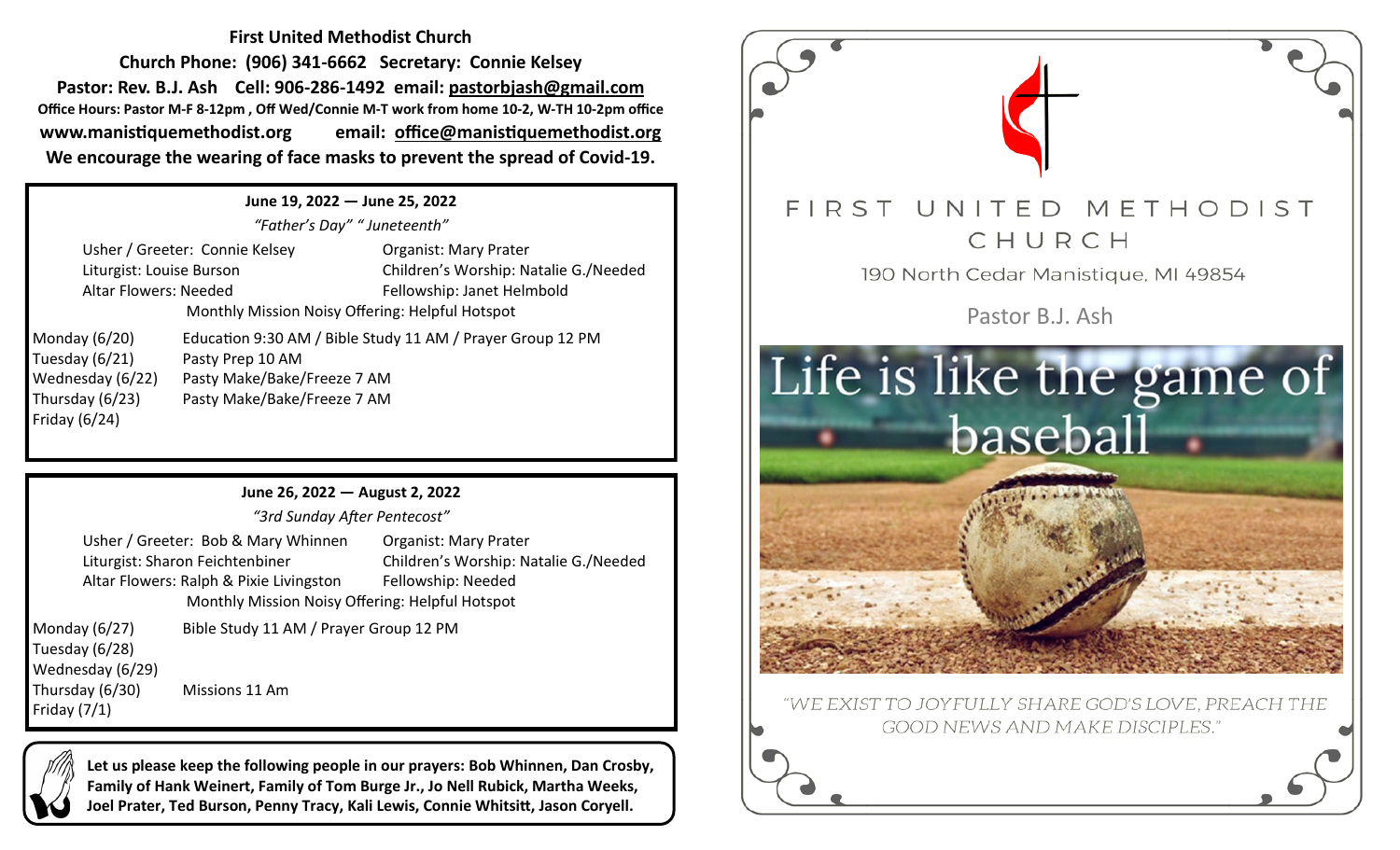**First United Methodist Church**

**Church Phone: (906) 341-6662 Secretary: Connie Kelsey**

**Pastor: Rev. B.J. Ash Cell: 906-286-1492 email: pastorbjash@gmail.com**

**Office Hours: Pastor M-F 8-12pm , Off Wed/Connie M-T work from home 10-2, W-TH 10-2pm office**

**www.manistiquemethodist.org email: office@manistiquemethodist.org**

**We encourage the wearing of face masks to prevent the spread of Covid-19.**

**June 19, 2022 — June 25, 2022**

*"Father's Day" " Juneteenth"*

Usher / Greeter: Connie Kelsey | Organist: Mary Prater
Liturgist: Louise Burson | Children's Worship: Natalie G./Needed
Altar Flowers: Needed | Fellowship: Janet Helmbold

Monthly Mission Noisy Offering: Helpful Hotspot

| | |
|---|---|
| Monday (6/20) | Education 9:30 AM / Bible Study 11 AM / Prayer Group 12 PM |
| Tuesday (6/21) | Pasty Prep 10 AM |
| Wednesday (6/22) | Pasty Make/Bake/Freeze 7 AM |
| Thursday (6/23) | Pasty Make/Bake/Freeze 7 AM |
| Friday (6/24) | |

**June 26, 2022 — August 2, 2022**

*"3rd Sunday After Pentecost"*

Usher / Greeter: Bob & Mary Whinnen | Organist: Mary Prater
Liturgist: Sharon Feichtenbiner | Children's Worship: Natalie G./Needed
Altar Flowers: Ralph & Pixie Livingston | Fellowship: Needed

Monthly Mission Noisy Offering: Helpful Hotspot

| | |
|---|---|
| Monday (6/27) | Bible Study 11 AM / Prayer Group 12 PM |
| Tuesday (6/28) | |
| Wednesday (6/29) | |
| Thursday (6/30) | Missions 11 Am |
| Friday (7/1) | |

**Let us please keep the following people in our prayers: Bob Whinnen, Dan Crosby, Family of Hank Weinert, Family of Tom Burge Jr., Jo Nell Rubick, Martha Weeks, Joel Prater, Ted Burson, Penny Tracy, Kali Lewis, Connie Whitsitt, Jason Coryell.**

# FIRST UNITED METHODIST CHURCH

190 North Cedar Manistique, MI 49854

Pastor B.J. Ash

## Life is like the game of baseball

"WE EXIST TO JOYFULLY SHARE GOD'S LOVE, PREACH THE GOOD NEWS AND MAKE DISCIPLES."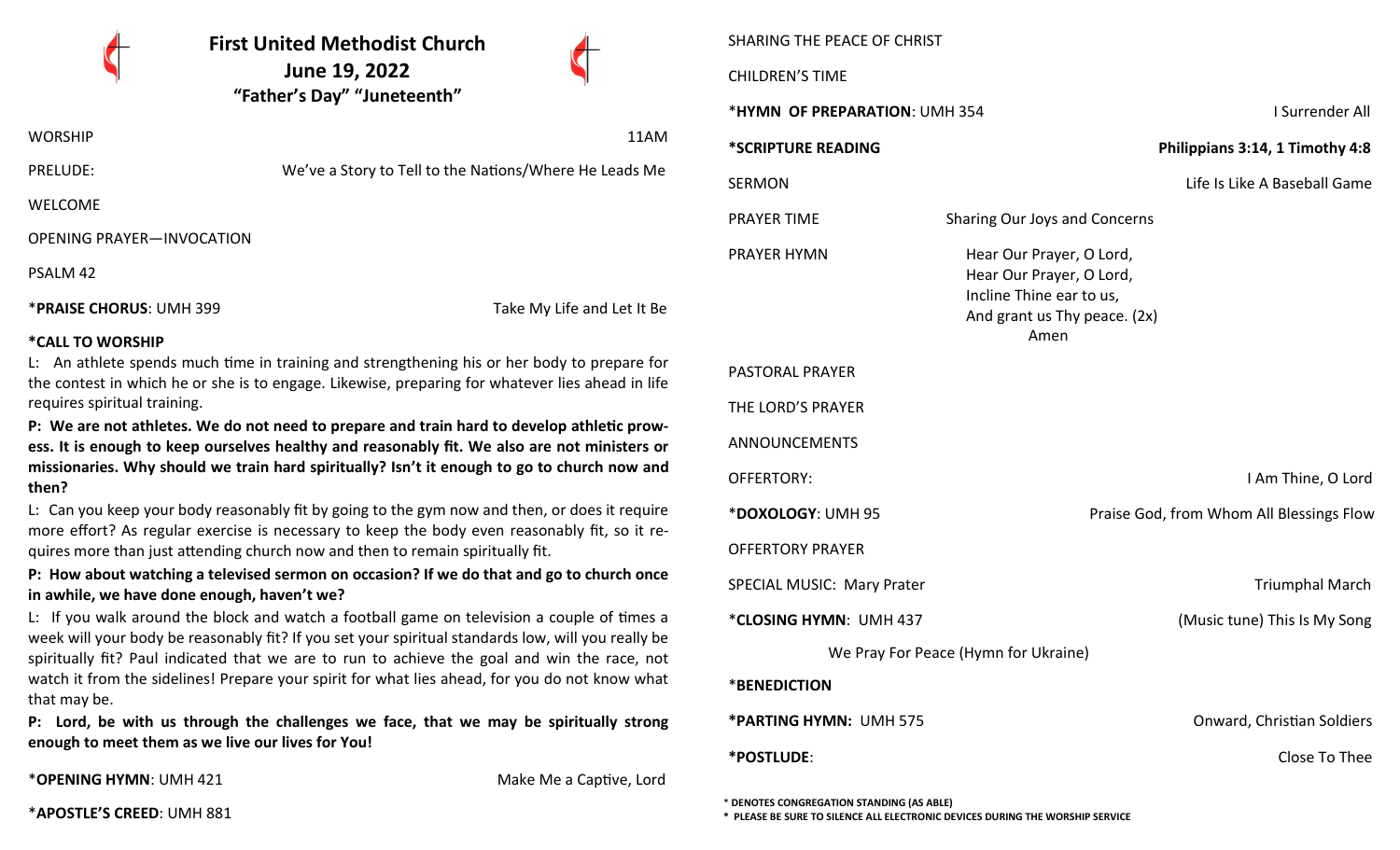# First United Methodist Church

## June 19, 2022

**"Father's Day" "Juneteenth"**

WORSHIP 11AM

PRELUDE: We've a Story to Tell to the Nations/Where He Leads Me

WELCOME

OPENING PRAYER—INVOCATION

PSALM 42

*PRAISE CHORUS: UMH 399 — Take My Life and Let It Be

**\*CALL TO WORSHIP**

L: An athlete spends much time in training and strengthening his or her body to prepare for the contest in which he or she is to engage. Likewise, preparing for whatever lies ahead in life requires spiritual training.

**P: We are not athletes. We do not need to prepare and train hard to develop athletic prowess. It is enough to keep ourselves healthy and reasonably fit. We also are not ministers or missionaries. Why should we train hard spiritually? Isn't it enough to go to church now and then?**

L: Can you keep your body reasonably fit by going to the gym now and then, or does it require more effort? As regular exercise is necessary to keep the body even reasonably fit, so it requires more than just attending church now and then to remain spiritually fit.

**P: How about watching a televised sermon on occasion? If we do that and go to church once in awhile, we have done enough, haven't we?**

L: If you walk around the block and watch a football game on television a couple of times a week will your body be reasonably fit? If you set your spiritual standards low, will you really be spiritually fit? Paul indicated that we are to run to achieve the goal and win the race, not watch it from the sidelines! Prepare your spirit for what lies ahead, for you do not know what that may be.

**P: Lord, be with us through the challenges we face, that we may be spiritually strong enough to meet them as we live our lives for You!**

*OPENING HYMN: UMH 421 — Make Me a Captive, Lord

*APOSTLE'S CREED: UMH 881

SHARING THE PEACE OF CHRIST

CHILDREN'S TIME

*HYMN OF PREPARATION: UMH 354 — I Surrender All

**\*SCRIPTURE READING** — **Philippians 3:14, 1 Timothy 4:8**

SERMON — Life Is Like A Baseball Game

PRAYER TIME — Sharing Our Joys and Concerns

PRAYER HYMN

Hear Our Prayer, O Lord,
Hear Our Prayer, O Lord,
Incline Thine ear to us,
And grant us Thy peace. (2x)
Amen

PASTORAL PRAYER

THE LORD'S PRAYER

ANNOUNCEMENTS

OFFERTORY: I Am Thine, O Lord

*DOXOLOGY: UMH 95 — Praise God, from Whom All Blessings Flow

OFFERTORY PRAYER

SPECIAL MUSIC: Mary Prater — Triumphal March

*CLOSING HYMN: UMH 437 — (Music tune) This Is My Song

We Pray For Peace (Hymn for Ukraine)

**\*BENEDICTION**

*PARTING HYMN: UMH 575 — Onward, Christian Soldiers

*POSTLUDE: Close To Thee

* DENOTES CONGREGATION STANDING (AS ABLE)

* PLEASE BE SURE TO SILENCE ALL ELECTRONIC DEVICES DURING THE WORSHIP SERVICE